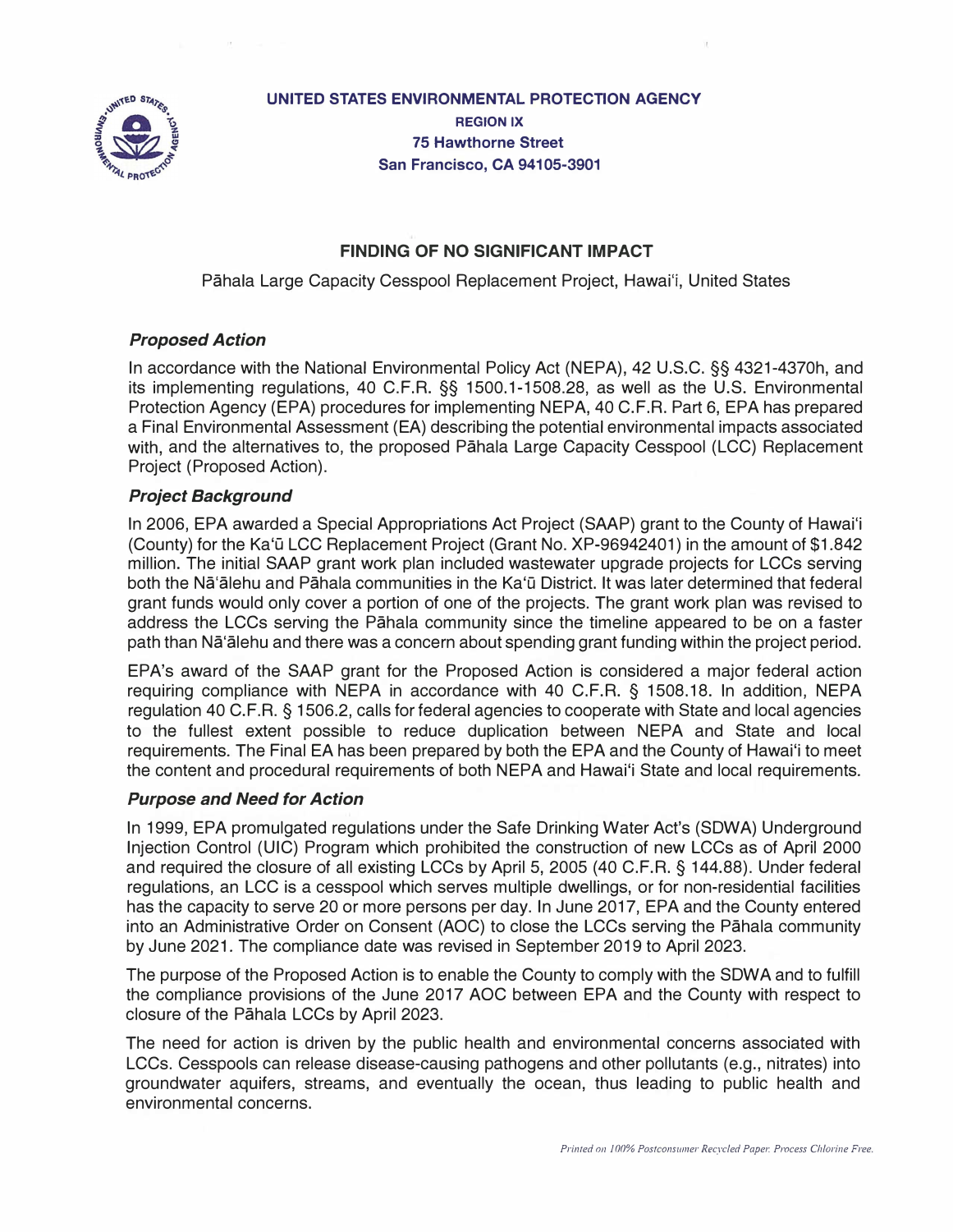**UNITED STATES ENVIRONMENTAL PROTECTION AGENCY**
**REGION IX**
**75 Hawthorne Street**
**San Francisco, CA 94105-3901**

# FINDING OF NO SIGNIFICANT IMPACT

Pāhala Large Capacity Cesspool Replacement Project, Hawai'i, United States

### *Proposed Action*

In accordance with the National Environmental Policy Act (NEPA), 42 U.S.C. §§ 4321-4370h, and its implementing regulations, 40 C.F.R. §§ 1500.1-1508.28, as well as the U.S. Environmental Protection Agency (EPA) procedures for implementing NEPA, 40 C.F.R. Part 6, EPA has prepared a Final Environmental Assessment (EA) describing the potential environmental impacts associated with, and the alternatives to, the proposed Pāhala Large Capacity Cesspool (LCC) Replacement Project (Proposed Action).

### *Project Background*

In 2006, EPA awarded a Special Appropriations Act Project (SAAP) grant to the County of Hawai'i (County) for the Ka'ū LCC Replacement Project (Grant No. XP-96942401) in the amount of $1.842 million. The initial SAAP grant work plan included wastewater upgrade projects for LCCs serving both the Nā'ālehu and Pāhala communities in the Ka'ū District. It was later determined that federal grant funds would only cover a portion of one of the projects. The grant work plan was revised to address the LCCs serving the Pāhala community since the timeline appeared to be on a faster path than Nā'ālehu and there was a concern about spending grant funding within the project period.

EPA's award of the SAAP grant for the Proposed Action is considered a major federal action requiring compliance with NEPA in accordance with 40 C.F.R. § 1508.18. In addition, NEPA regulation 40 C.F.R. § 1506.2, calls for federal agencies to cooperate with State and local agencies to the fullest extent possible to reduce duplication between NEPA and State and local requirements. The Final EA has been prepared by both the EPA and the County of Hawai'i to meet the content and procedural requirements of both NEPA and Hawai'i State and local requirements.

### *Purpose and Need for Action*

In 1999, EPA promulgated regulations under the Safe Drinking Water Act's (SDWA) Underground Injection Control (UIC) Program which prohibited the construction of new LCCs as of April 2000 and required the closure of all existing LCCs by April 5, 2005 (40 C.F.R. § 144.88). Under federal regulations, an LCC is a cesspool which serves multiple dwellings, or for non-residential facilities has the capacity to serve 20 or more persons per day. In June 2017, EPA and the County entered into an Administrative Order on Consent (AOC) to close the LCCs serving the Pāhala community by June 2021. The compliance date was revised in September 2019 to April 2023.

The purpose of the Proposed Action is to enable the County to comply with the SDWA and to fulfill the compliance provisions of the June 2017 AOC between EPA and the County with respect to closure of the Pāhala LCCs by April 2023.

The need for action is driven by the public health and environmental concerns associated with LCCs. Cesspools can release disease-causing pathogens and other pollutants (e.g., nitrates) into groundwater aquifers, streams, and eventually the ocean, thus leading to public health and environmental concerns.

*Printed on 100% Postconsumer Recycled Paper. Process Chlorine Free.*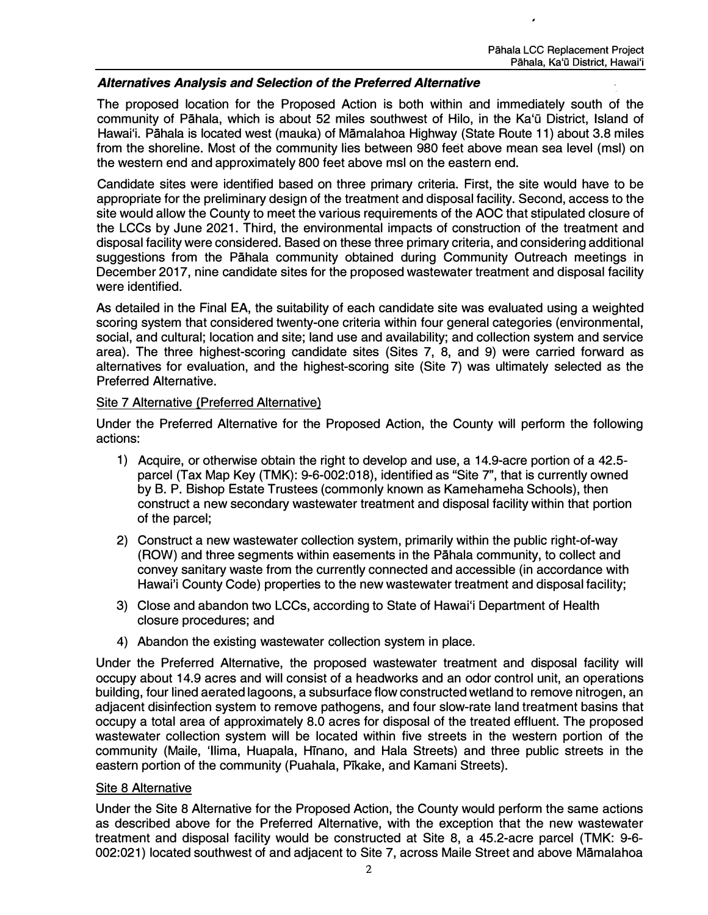***Alternatives Analysis and Selection of the Preferred Alternative***

The proposed location for the Proposed Action is both within and immediately south of the community of Pāhala, which is about 52 miles southwest of Hilo, in the Kaʻū District, Island of Hawaiʻi. Pāhala is located west (mauka) of Māmalahoa Highway (State Route 11) about 3.8 miles from the shoreline. Most of the community lies between 980 feet above mean sea level (msl) on the western end and approximately 800 feet above msl on the eastern end.

Candidate sites were identified based on three primary criteria. First, the site would have to be appropriate for the preliminary design of the treatment and disposal facility. Second, access to the site would allow the County to meet the various requirements of the AOC that stipulated closure of the LCCs by June 2021. Third, the environmental impacts of construction of the treatment and disposal facility were considered. Based on these three primary criteria, and considering additional suggestions from the Pāhala community obtained during Community Outreach meetings in December 2017, nine candidate sites for the proposed wastewater treatment and disposal facility were identified.

As detailed in the Final EA, the suitability of each candidate site was evaluated using a weighted scoring system that considered twenty-one criteria within four general categories (environmental, social, and cultural; location and site; land use and availability; and collection system and service area). The three highest-scoring candidate sites (Sites 7, 8, and 9) were carried forward as alternatives for evaluation, and the highest-scoring site (Site 7) was ultimately selected as the Preferred Alternative.

Site 7 Alternative (Preferred Alternative)

Under the Preferred Alternative for the Proposed Action, the County will perform the following actions:

1) Acquire, or otherwise obtain the right to develop and use, a 14.9-acre portion of a 42.5-parcel (Tax Map Key (TMK): 9-6-002:018), identified as "Site 7", that is currently owned by B. P. Bishop Estate Trustees (commonly known as Kamehameha Schools), then construct a new secondary wastewater treatment and disposal facility within that portion of the parcel;
2) Construct a new wastewater collection system, primarily within the public right-of-way (ROW) and three segments within easements in the Pāhala community, to collect and convey sanitary waste from the currently connected and accessible (in accordance with Hawaiʻi County Code) properties to the new wastewater treatment and disposal facility;
3) Close and abandon two LCCs, according to State of Hawaiʻi Department of Health closure procedures; and
4) Abandon the existing wastewater collection system in place.

Under the Preferred Alternative, the proposed wastewater treatment and disposal facility will occupy about 14.9 acres and will consist of a headworks and an odor control unit, an operations building, four lined aerated lagoons, a subsurface flow constructed wetland to remove nitrogen, an adjacent disinfection system to remove pathogens, and four slow-rate land treatment basins that occupy a total area of approximately 8.0 acres for disposal of the treated effluent. The proposed wastewater collection system will be located within five streets in the western portion of the community (Maile, ʻIlima, Huapala, Hīnano, and Hala Streets) and three public streets in the eastern portion of the community (Puahala, Pīkake, and Kamani Streets).

Site 8 Alternative

Under the Site 8 Alternative for the Proposed Action, the County would perform the same actions as described above for the Preferred Alternative, with the exception that the new wastewater treatment and disposal facility would be constructed at Site 8, a 45.2-acre parcel (TMK: 9-6-002:021) located southwest of and adjacent to Site 7, across Maile Street and above Māmalahoa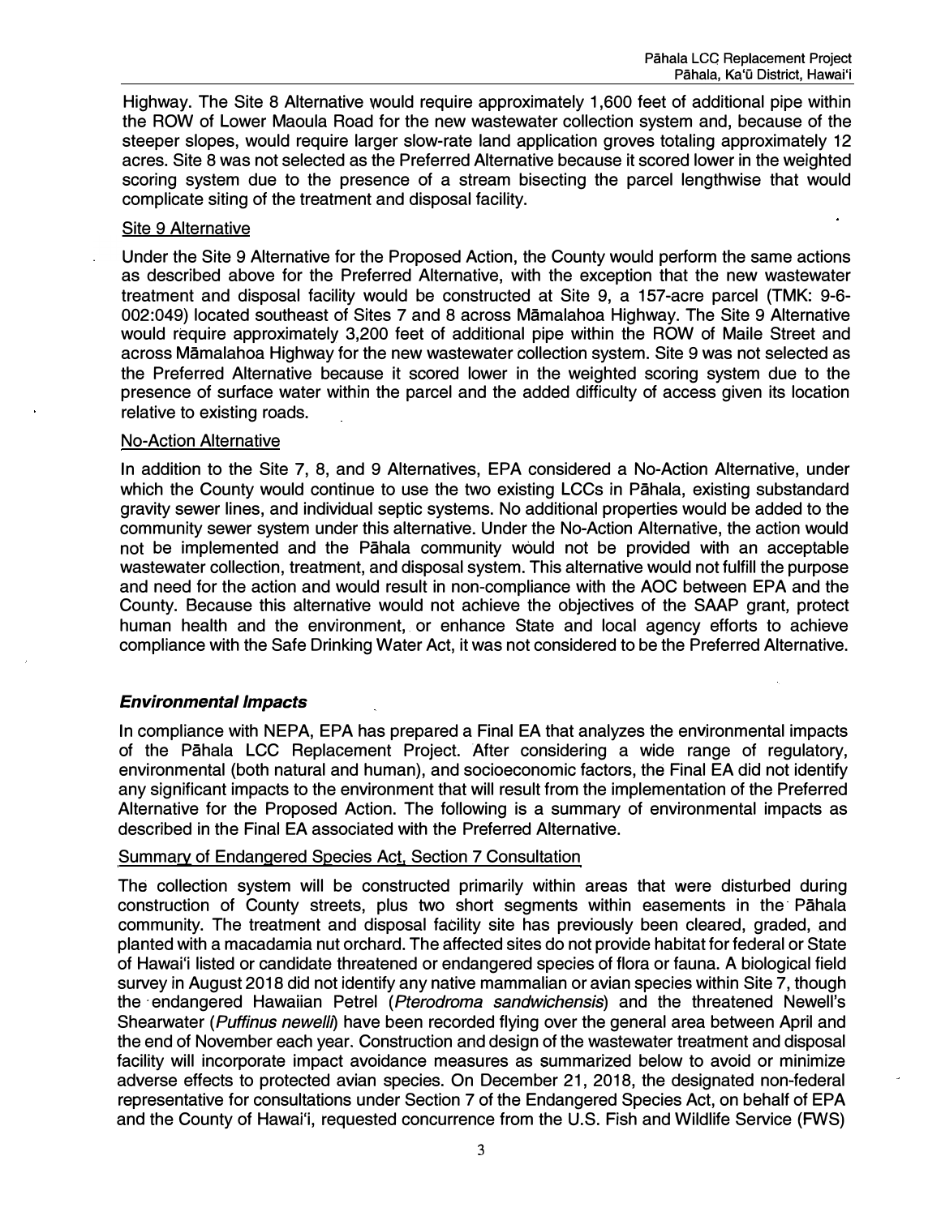Highway. The Site 8 Alternative would require approximately 1,600 feet of additional pipe within the ROW of Lower Maoula Road for the new wastewater collection system and, because of the steeper slopes, would require larger slow-rate land application groves totaling approximately 12 acres. Site 8 was not selected as the Preferred Alternative because it scored lower in the weighted scoring system due to the presence of a stream bisecting the parcel lengthwise that would complicate siting of the treatment and disposal facility.

Site 9 Alternative

Under the Site 9 Alternative for the Proposed Action, the County would perform the same actions as described above for the Preferred Alternative, with the exception that the new wastewater treatment and disposal facility would be constructed at Site 9, a 157-acre parcel (TMK: 9-6-002:049) located southeast of Sites 7 and 8 across Māmalahoa Highway. The Site 9 Alternative would require approximately 3,200 feet of additional pipe within the ROW of Maile Street and across Māmalahoa Highway for the new wastewater collection system. Site 9 was not selected as the Preferred Alternative because it scored lower in the weighted scoring system due to the presence of surface water within the parcel and the added difficulty of access given its location relative to existing roads.

No-Action Alternative

In addition to the Site 7, 8, and 9 Alternatives, EPA considered a No-Action Alternative, under which the County would continue to use the two existing LCCs in Pāhala, existing substandard gravity sewer lines, and individual septic systems. No additional properties would be added to the community sewer system under this alternative. Under the No-Action Alternative, the action would not be implemented and the Pāhala community would not be provided with an acceptable wastewater collection, treatment, and disposal system. This alternative would not fulfill the purpose and need for the action and would result in non-compliance with the AOC between EPA and the County. Because this alternative would not achieve the objectives of the SAAP grant, protect human health and the environment, or enhance State and local agency efforts to achieve compliance with the Safe Drinking Water Act, it was not considered to be the Preferred Alternative.

### ***Environmental Impacts***

In compliance with NEPA, EPA has prepared a Final EA that analyzes the environmental impacts of the Pāhala LCC Replacement Project. After considering a wide range of regulatory, environmental (both natural and human), and socioeconomic factors, the Final EA did not identify any significant impacts to the environment that will result from the implementation of the Preferred Alternative for the Proposed Action. The following is a summary of environmental impacts as described in the Final EA associated with the Preferred Alternative.

Summary of Endangered Species Act, Section 7 Consultation

The collection system will be constructed primarily within areas that were disturbed during construction of County streets, plus two short segments within easements in the Pāhala community. The treatment and disposal facility site has previously been cleared, graded, and planted with a macadamia nut orchard. The affected sites do not provide habitat for federal or State of Hawai'i listed or candidate threatened or endangered species of flora or fauna. A biological field survey in August 2018 did not identify any native mammalian or avian species within Site 7, though the endangered Hawaiian Petrel (*Pterodroma sandwichensis*) and the threatened Newell's Shearwater (*Puffinus newelli*) have been recorded flying over the general area between April and the end of November each year. Construction and design of the wastewater treatment and disposal facility will incorporate impact avoidance measures as summarized below to avoid or minimize adverse effects to protected avian species. On December 21, 2018, the designated non-federal representative for consultations under Section 7 of the Endangered Species Act, on behalf of EPA and the County of Hawai'i, requested concurrence from the U.S. Fish and Wildlife Service (FWS)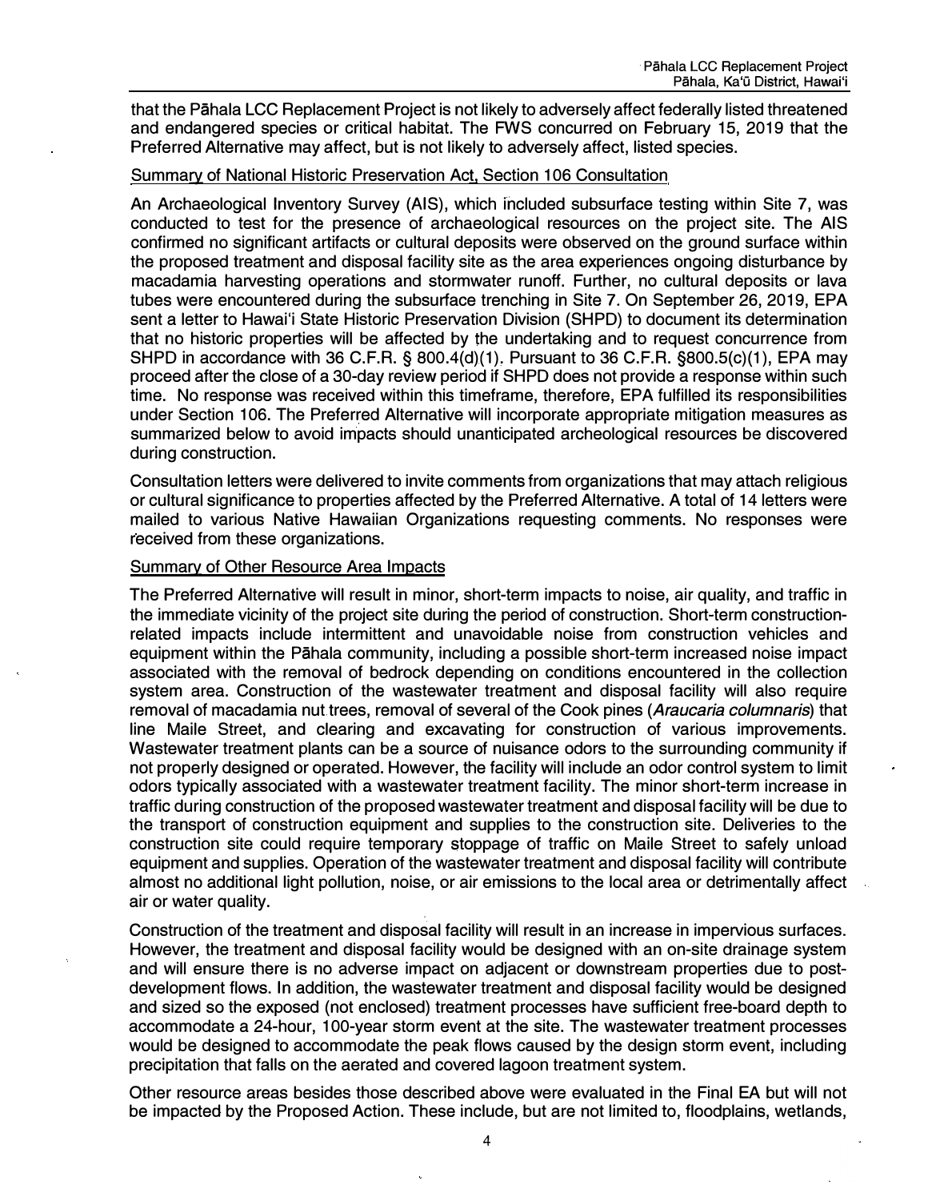that the Pāhala LCC Replacement Project is not likely to adversely affect federally listed threatened and endangered species or critical habitat. The FWS concurred on February 15, 2019 that the Preferred Alternative may affect, but is not likely to adversely affect, listed species.

<u>Summary of National Historic Preservation Act, Section 106 Consultation</u>

An Archaeological Inventory Survey (AIS), which included subsurface testing within Site 7, was conducted to test for the presence of archaeological resources on the project site. The AIS confirmed no significant artifacts or cultural deposits were observed on the ground surface within the proposed treatment and disposal facility site as the area experiences ongoing disturbance by macadamia harvesting operations and stormwater runoff. Further, no cultural deposits or lava tubes were encountered during the subsurface trenching in Site 7. On September 26, 2019, EPA sent a letter to Hawaiʻi State Historic Preservation Division (SHPD) to document its determination that no historic properties will be affected by the undertaking and to request concurrence from SHPD in accordance with 36 C.F.R. § 800.4(d)(1). Pursuant to 36 C.F.R. §800.5(c)(1), EPA may proceed after the close of a 30-day review period if SHPD does not provide a response within such time. No response was received within this timeframe, therefore, EPA fulfilled its responsibilities under Section 106. The Preferred Alternative will incorporate appropriate mitigation measures as summarized below to avoid impacts should unanticipated archeological resources be discovered during construction.

Consultation letters were delivered to invite comments from organizations that may attach religious or cultural significance to properties affected by the Preferred Alternative. A total of 14 letters were mailed to various Native Hawaiian Organizations requesting comments. No responses were received from these organizations.

<u>Summary of Other Resource Area Impacts</u>

The Preferred Alternative will result in minor, short-term impacts to noise, air quality, and traffic in the immediate vicinity of the project site during the period of construction. Short-term construction-related impacts include intermittent and unavoidable noise from construction vehicles and equipment within the Pāhala community, including a possible short-term increased noise impact associated with the removal of bedrock depending on conditions encountered in the collection system area. Construction of the wastewater treatment and disposal facility will also require removal of macadamia nut trees, removal of several of the Cook pines (*Araucaria columnaris*) that line Maile Street, and clearing and excavating for construction of various improvements. Wastewater treatment plants can be a source of nuisance odors to the surrounding community if not properly designed or operated. However, the facility will include an odor control system to limit odors typically associated with a wastewater treatment facility. The minor short-term increase in traffic during construction of the proposed wastewater treatment and disposal facility will be due to the transport of construction equipment and supplies to the construction site. Deliveries to the construction site could require temporary stoppage of traffic on Maile Street to safely unload equipment and supplies. Operation of the wastewater treatment and disposal facility will contribute almost no additional light pollution, noise, or air emissions to the local area or detrimentally affect air or water quality.

Construction of the treatment and disposal facility will result in an increase in impervious surfaces. However, the treatment and disposal facility would be designed with an on-site drainage system and will ensure there is no adverse impact on adjacent or downstream properties due to post-development flows. In addition, the wastewater treatment and disposal facility would be designed and sized so the exposed (not enclosed) treatment processes have sufficient free-board depth to accommodate a 24-hour, 100-year storm event at the site. The wastewater treatment processes would be designed to accommodate the peak flows caused by the design storm event, including precipitation that falls on the aerated and covered lagoon treatment system.

Other resource areas besides those described above were evaluated in the Final EA but will not be impacted by the Proposed Action. These include, but are not limited to, floodplains, wetlands,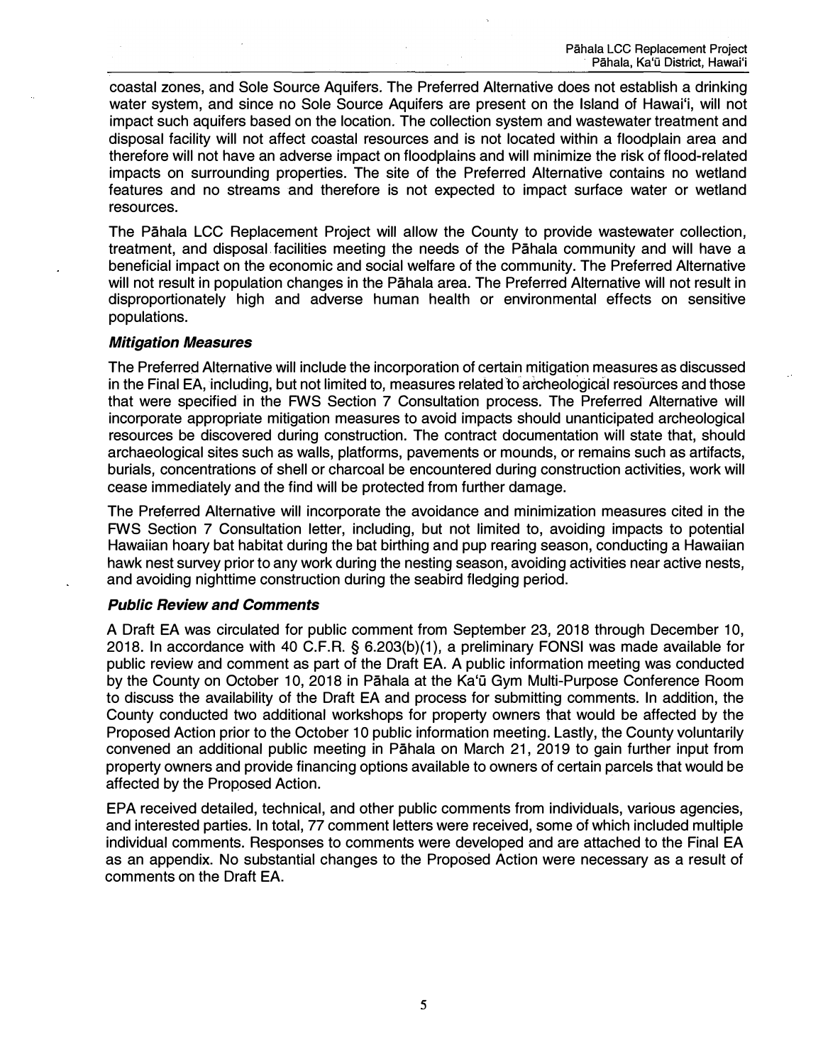coastal zones, and Sole Source Aquifers. The Preferred Alternative does not establish a drinking water system, and since no Sole Source Aquifers are present on the Island of Hawai'i, will not impact such aquifers based on the location. The collection system and wastewater treatment and disposal facility will not affect coastal resources and is not located within a floodplain area and therefore will not have an adverse impact on floodplains and will minimize the risk of flood-related impacts on surrounding properties. The site of the Preferred Alternative contains no wetland features and no streams and therefore is not expected to impact surface water or wetland resources.

The Pāhala LCC Replacement Project will allow the County to provide wastewater collection, treatment, and disposal facilities meeting the needs of the Pāhala community and will have a beneficial impact on the economic and social welfare of the community. The Preferred Alternative will not result in population changes in the Pāhala area. The Preferred Alternative will not result in disproportionately high and adverse human health or environmental effects on sensitive populations.

### *Mitigation Measures*

The Preferred Alternative will include the incorporation of certain mitigation measures as discussed in the Final EA, including, but not limited to, measures related to archeological resources and those that were specified in the FWS Section 7 Consultation process. The Preferred Alternative will incorporate appropriate mitigation measures to avoid impacts should unanticipated archeological resources be discovered during construction. The contract documentation will state that, should archaeological sites such as walls, platforms, pavements or mounds, or remains such as artifacts, burials, concentrations of shell or charcoal be encountered during construction activities, work will cease immediately and the find will be protected from further damage.

The Preferred Alternative will incorporate the avoidance and minimization measures cited in the FWS Section 7 Consultation letter, including, but not limited to, avoiding impacts to potential Hawaiian hoary bat habitat during the bat birthing and pup rearing season, conducting a Hawaiian hawk nest survey prior to any work during the nesting season, avoiding activities near active nests, and avoiding nighttime construction during the seabird fledging period.

### *Public Review and Comments*

A Draft EA was circulated for public comment from September 23, 2018 through December 10, 2018. In accordance with 40 C.F.R. § 6.203(b)(1), a preliminary FONSI was made available for public review and comment as part of the Draft EA. A public information meeting was conducted by the County on October 10, 2018 in Pāhala at the Ka'ū Gym Multi-Purpose Conference Room to discuss the availability of the Draft EA and process for submitting comments. In addition, the County conducted two additional workshops for property owners that would be affected by the Proposed Action prior to the October 10 public information meeting. Lastly, the County voluntarily convened an additional public meeting in Pāhala on March 21, 2019 to gain further input from property owners and provide financing options available to owners of certain parcels that would be affected by the Proposed Action.

EPA received detailed, technical, and other public comments from individuals, various agencies, and interested parties. In total, 77 comment letters were received, some of which included multiple individual comments. Responses to comments were developed and are attached to the Final EA as an appendix. No substantial changes to the Proposed Action were necessary as a result of comments on the Draft EA.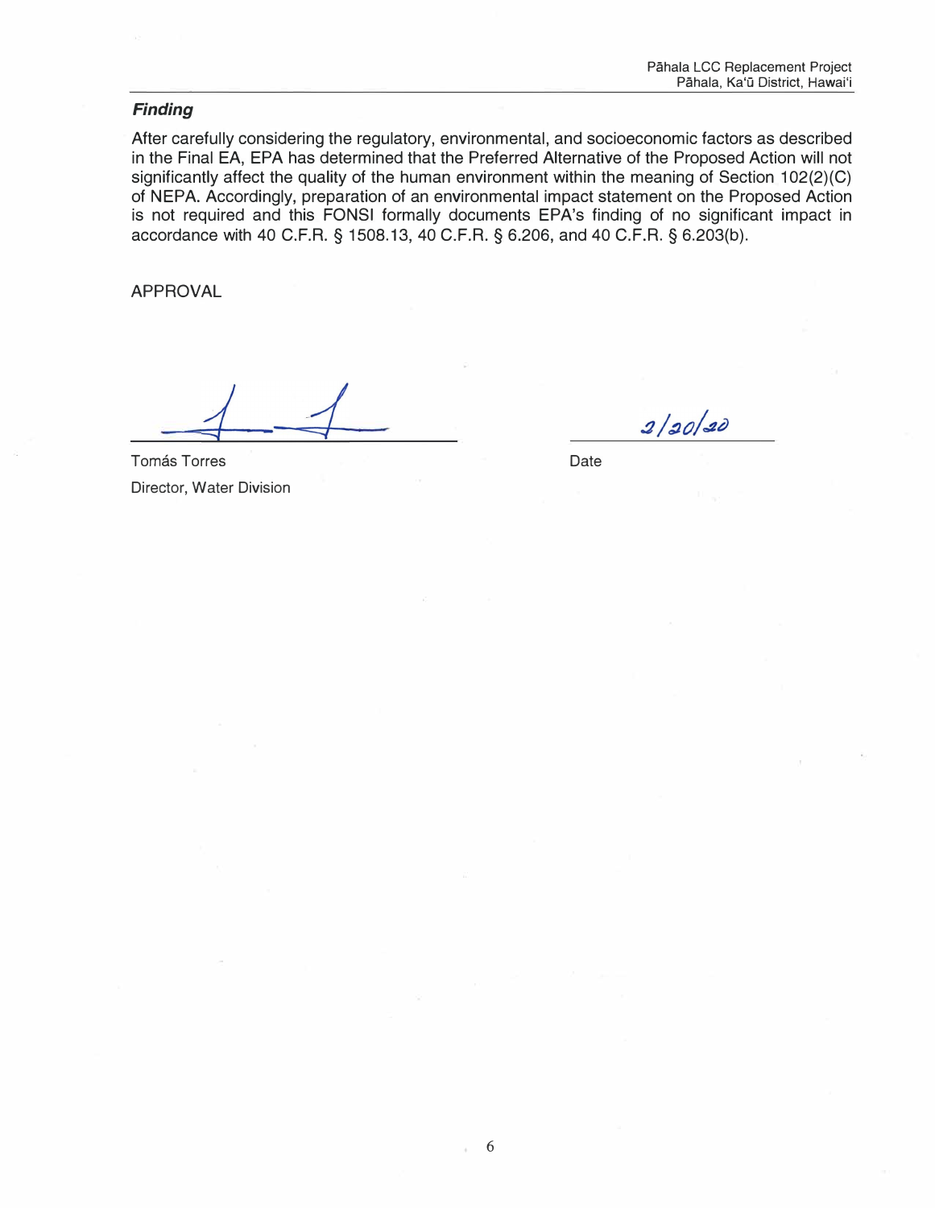### *Finding*

After carefully considering the regulatory, environmental, and socioeconomic factors as described in the Final EA, EPA has determined that the Preferred Alternative of the Proposed Action will not significantly affect the quality of the human environment within the meaning of Section 102(2)(C) of NEPA. Accordingly, preparation of an environmental impact statement on the Proposed Action is not required and this FONSI formally documents EPA's finding of no significant impact in accordance with 40 C.F.R. § 1508.13, 40 C.F.R. § 6.206, and 40 C.F.R. § 6.203(b).

APPROVAL

Tomás Torres
Director, Water Division

2/20/20
Date